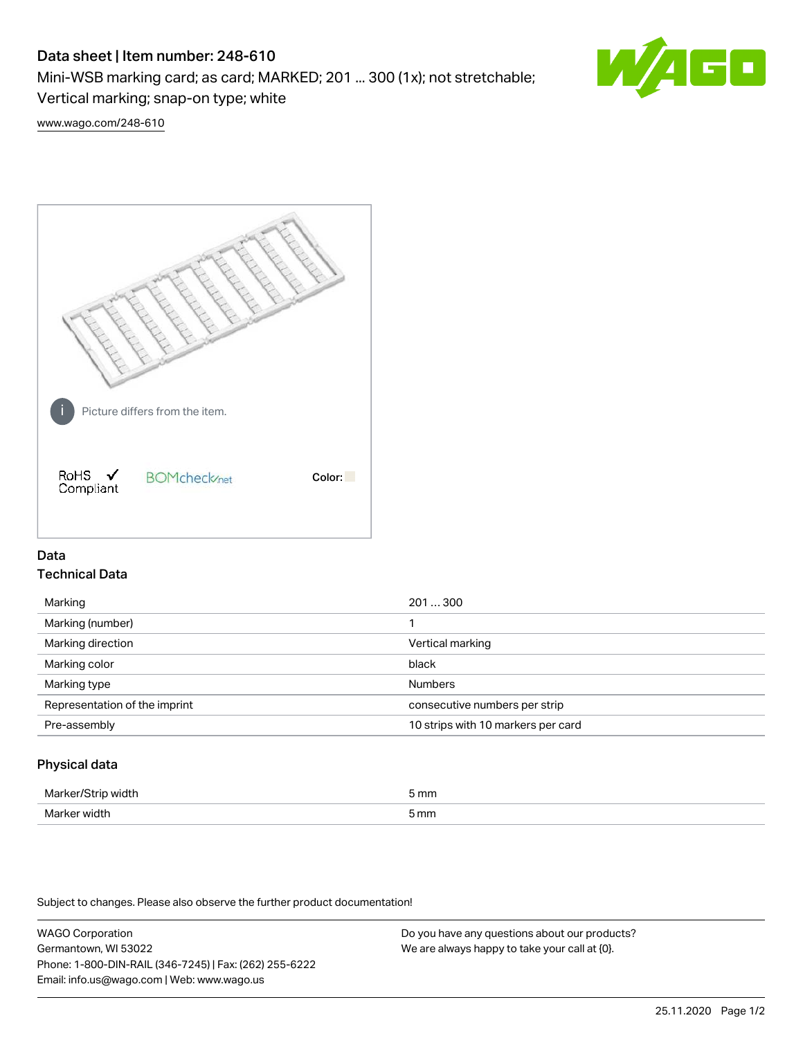# Data sheet | Item number: 248-610

Mini-WSB marking card; as card; MARKED; 201 ... 300 (1x); not stretchable; Vertical marking; snap-on type; white

www.wago.com/248-610

Picture differs from the item.

RoHS ✓ Compliant

BOMcheck.net

Color:

## Data

### Technical Data

| | |
|---|---|
| Marking | 201 … 300 |
| Marking (number) | 1 |
| Marking direction | Vertical marking |
| Marking color | black |
| Marking type | Numbers |
| Representation of the imprint | consecutive numbers per strip |
| Pre-assembly | 10 strips with 10 markers per card |

### Physical data

| | |
|---|---|
| Marker/Strip width | 5 mm |
| Marker width | 5 mm |

Subject to changes. Please also observe the further product documentation!

WAGO Corporation
Germantown, WI 53022
Phone: 1-800-DIN-RAIL (346-7245) | Fax: (262) 255-6222
Email: info.us@wago.com | Web: www.wago.us

Do you have any questions about our products?
We are always happy to take your call at {0}.

25.11.2020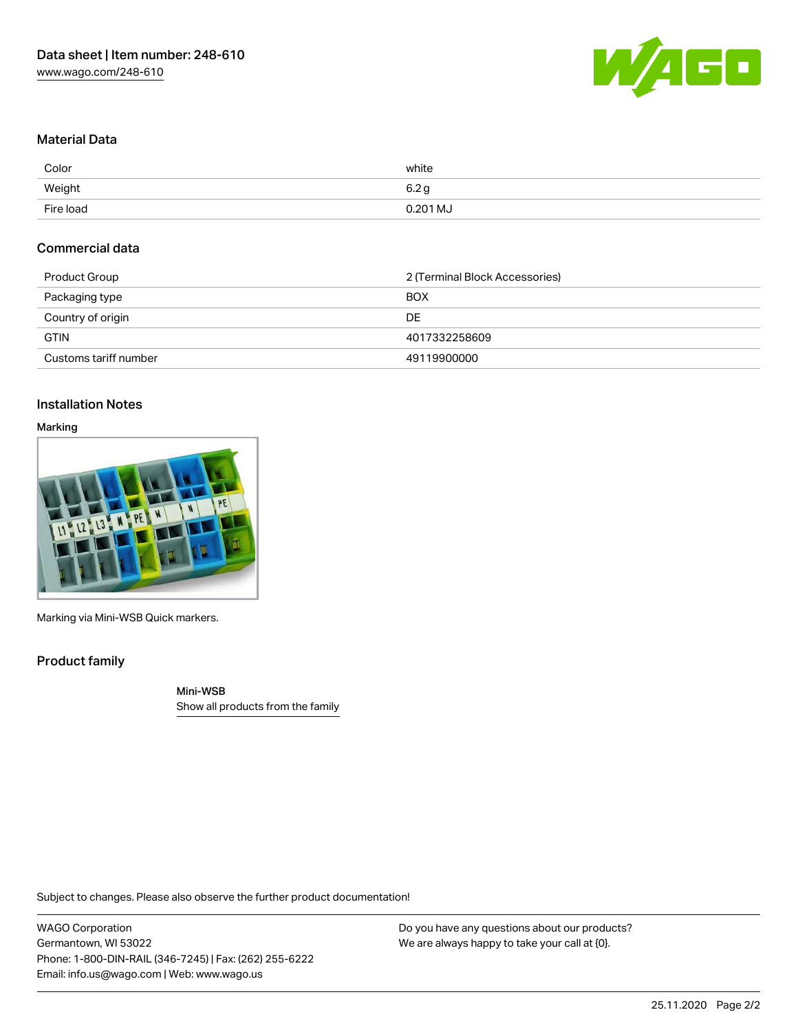Data sheet | Item number: 248-610
www.wago.com/248-610

## Material Data

| | |
|---|---|
| Color | white |
| Weight | 6.2 g |
| Fire load | 0.201 MJ |

## Commercial data

| | |
|---|---|
| Product Group | 2 (Terminal Block Accessories) |
| Packaging type | BOX |
| Country of origin | DE |
| GTIN | 4017332258609 |
| Customs tariff number | 49119900000 |

## Installation Notes

### Marking

Marking via Mini-WSB Quick markers.

## Product family

Mini-WSB
Show all products from the family

Subject to changes. Please also observe the further product documentation!

WAGO Corporation
Germantown, WI 53022
Phone: 1-800-DIN-RAIL (346-7245) | Fax: (262) 255-6222
Email: info.us@wago.com | Web: www.wago.us

Do you have any questions about our products?
We are always happy to take your call at {0}.